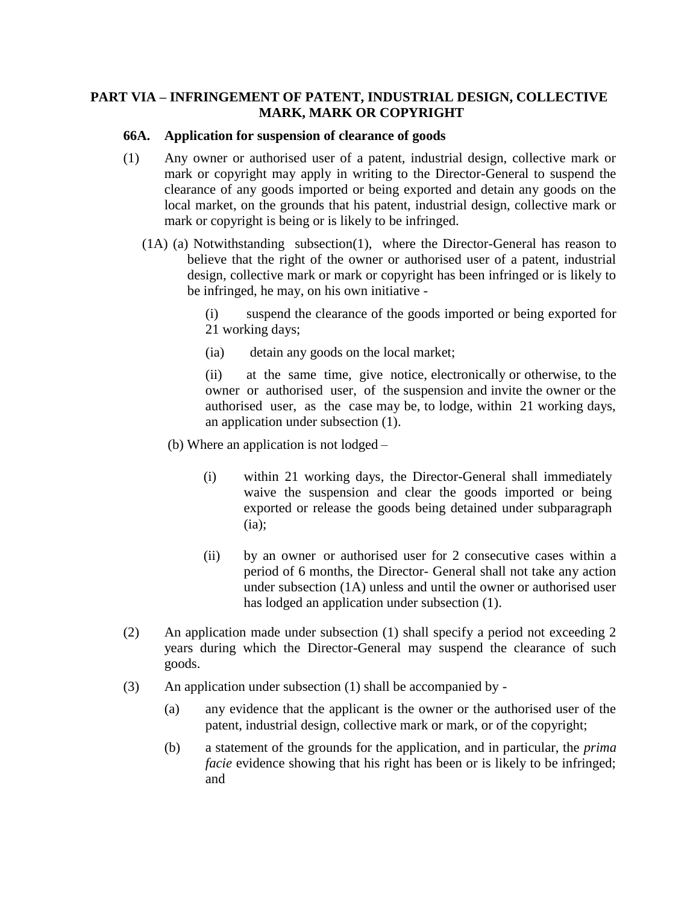## PART VIA – INFRINGEMENT OF PATENT, INDUSTRIAL DESIGN, COLLECTIVE MARK, MARK OR COPYRIGHT

### 66A. Application for suspension of clearance of goods

(1) Any owner or authorised user of a patent, industrial design, collective mark or mark or copyright may apply in writing to the Director-General to suspend the clearance of any goods imported or being exported and detain any goods on the local market, on the grounds that his patent, industrial design, collective mark or mark or copyright is being or is likely to be infringed.

(1A) (a) Notwithstanding subsection(1), where the Director-General has reason to believe that the right of the owner or authorised user of a patent, industrial design, collective mark or mark or copyright has been infringed or is likely to be infringed, he may, on his own initiative -

(i) suspend the clearance of the goods imported or being exported for 21 working days;

(ia) detain any goods on the local market;

(ii) at the same time, give notice, electronically or otherwise, to the owner or authorised user, of the suspension and invite the owner or the authorised user, as the case may be, to lodge, within 21 working days, an application under subsection (1).

(b) Where an application is not lodged –

(i) within 21 working days, the Director-General shall immediately waive the suspension and clear the goods imported or being exported or release the goods being detained under subparagraph (ia);

(ii) by an owner or authorised user for 2 consecutive cases within a period of 6 months, the Director- General shall not take any action under subsection (1A) unless and until the owner or authorised user has lodged an application under subsection (1).

(2) An application made under subsection (1) shall specify a period not exceeding 2 years during which the Director-General may suspend the clearance of such goods.

(3) An application under subsection (1) shall be accompanied by -

(a) any evidence that the applicant is the owner or the authorised user of the patent, industrial design, collective mark or mark, or of the copyright;

(b) a statement of the grounds for the application, and in particular, the *prima facie* evidence showing that his right has been or is likely to be infringed; and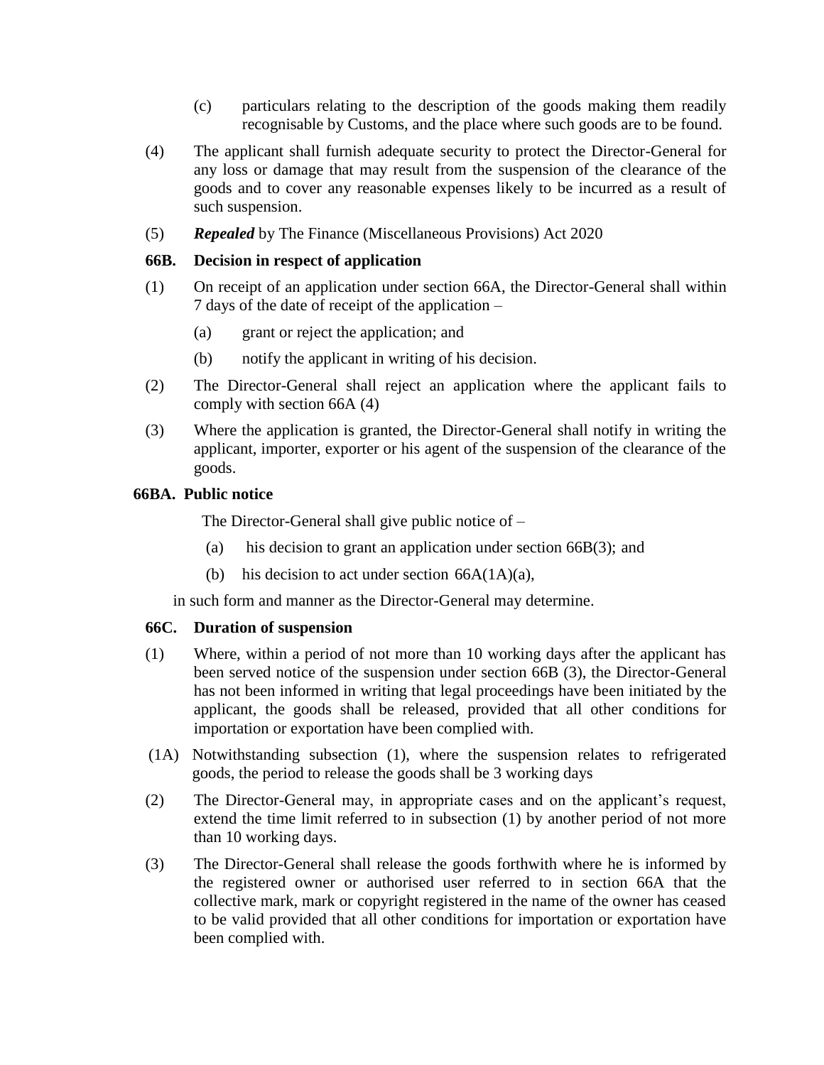(c) particulars relating to the description of the goods making them readily recognisable by Customs, and the place where such goods are to be found.

(4) The applicant shall furnish adequate security to protect the Director-General for any loss or damage that may result from the suspension of the clearance of the goods and to cover any reasonable expenses likely to be incurred as a result of such suspension.

(5) ***Repealed*** by The Finance (Miscellaneous Provisions) Act 2020

**66B. Decision in respect of application**

(1) On receipt of an application under section 66A, the Director-General shall within 7 days of the date of receipt of the application –

(a) grant or reject the application; and

(b) notify the applicant in writing of his decision.

(2) The Director-General shall reject an application where the applicant fails to comply with section 66A (4)

(3) Where the application is granted, the Director-General shall notify in writing the applicant, importer, exporter or his agent of the suspension of the clearance of the goods.

**66BA. Public notice**

The Director-General shall give public notice of –

(a) his decision to grant an application under section 66B(3); and

(b) his decision to act under section 66A(1A)(a),

in such form and manner as the Director-General may determine.

**66C. Duration of suspension**

(1) Where, within a period of not more than 10 working days after the applicant has been served notice of the suspension under section 66B (3), the Director-General has not been informed in writing that legal proceedings have been initiated by the applicant, the goods shall be released, provided that all other conditions for importation or exportation have been complied with.

(1A) Notwithstanding subsection (1), where the suspension relates to refrigerated goods, the period to release the goods shall be 3 working days

(2) The Director-General may, in appropriate cases and on the applicant's request, extend the time limit referred to in subsection (1) by another period of not more than 10 working days.

(3) The Director-General shall release the goods forthwith where he is informed by the registered owner or authorised user referred to in section 66A that the collective mark, mark or copyright registered in the name of the owner has ceased to be valid provided that all other conditions for importation or exportation have been complied with.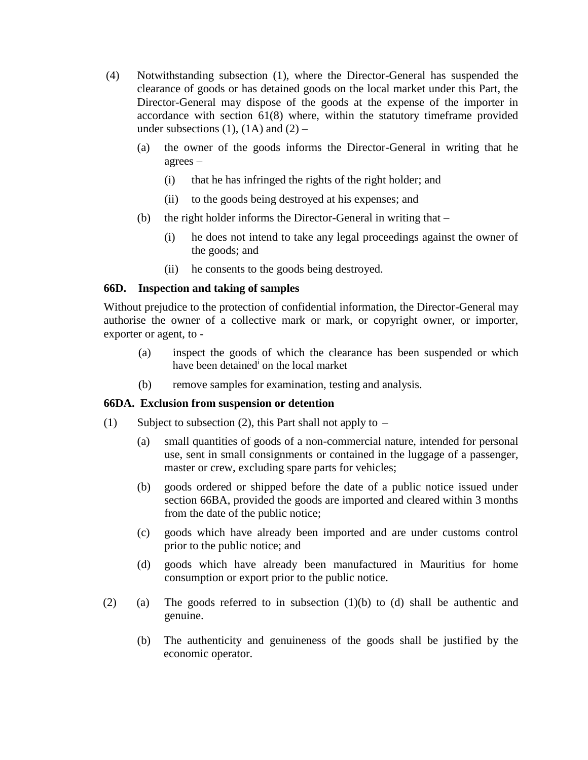(4) Notwithstanding subsection (1), where the Director-General has suspended the clearance of goods or has detained goods on the local market under this Part, the Director-General may dispose of the goods at the expense of the importer in accordance with section 61(8) where, within the statutory timeframe provided under subsections (1), (1A) and (2) –

(a) the owner of the goods informs the Director-General in writing that he agrees –

(i) that he has infringed the rights of the right holder; and

(ii) to the goods being destroyed at his expenses; and

(b) the right holder informs the Director-General in writing that –

(i) he does not intend to take any legal proceedings against the owner of the goods; and

(ii) he consents to the goods being destroyed.

**66D. Inspection and taking of samples**

Without prejudice to the protection of confidential information, the Director-General may authorise the owner of a collective mark or mark, or copyright owner, or importer, exporter or agent, to -

(a) inspect the goods of which the clearance has been suspended or which have been detained[i] on the local market

(b) remove samples for examination, testing and analysis.

**66DA. Exclusion from suspension or detention**

(1) Subject to subsection (2), this Part shall not apply to –

(a) small quantities of goods of a non-commercial nature, intended for personal use, sent in small consignments or contained in the luggage of a passenger, master or crew, excluding spare parts for vehicles;

(b) goods ordered or shipped before the date of a public notice issued under section 66BA, provided the goods are imported and cleared within 3 months from the date of the public notice;

(c) goods which have already been imported and are under customs control prior to the public notice; and

(d) goods which have already been manufactured in Mauritius for home consumption or export prior to the public notice.

(2) (a) The goods referred to in subsection (1)(b) to (d) shall be authentic and genuine.

(b) The authenticity and genuineness of the goods shall be justified by the economic operator.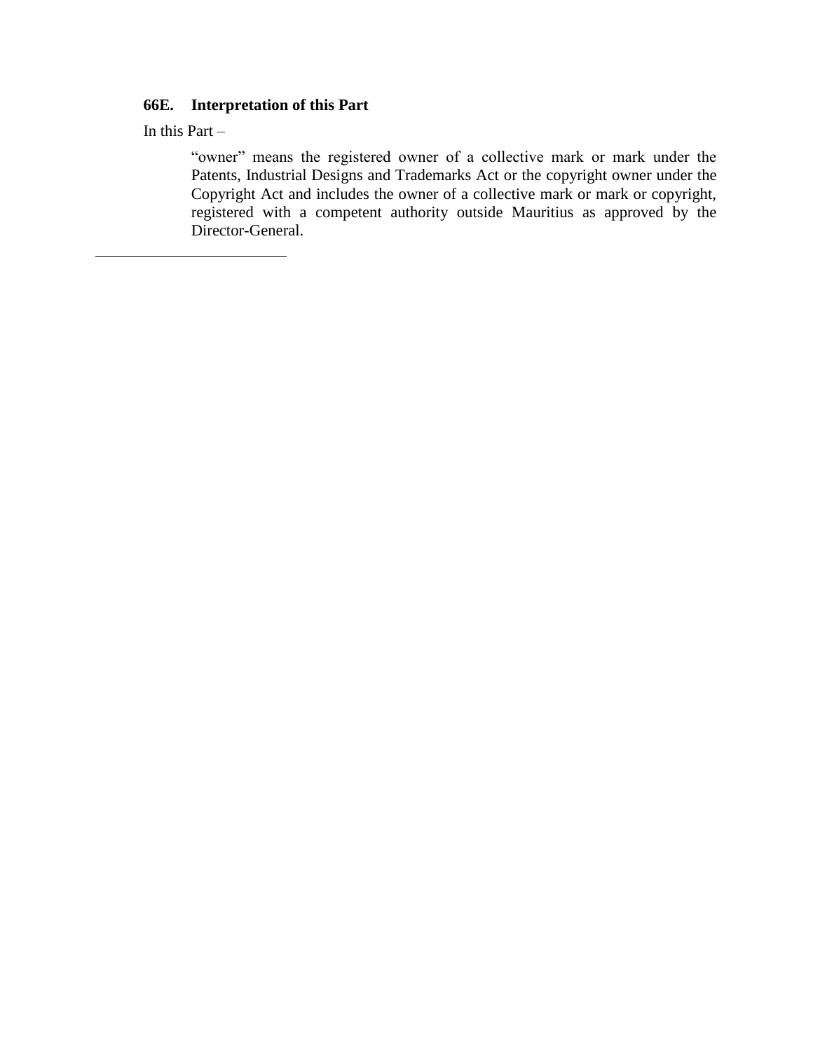### 66E. Interpretation of this Part

In this Part –

> "owner" means the registered owner of a collective mark or mark under the Patents, Industrial Designs and Trademarks Act or the copyright owner under the Copyright Act and includes the owner of a collective mark or mark or copyright, registered with a competent authority outside Mauritius as approved by the Director-General.